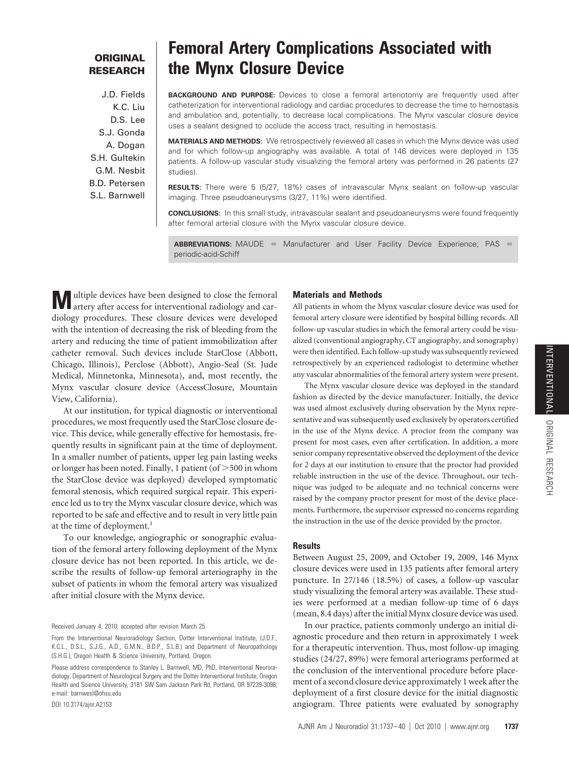**ORIGINAL RESEARCH**

# Femoral Artery Complications Associated with the Mynx Closure Device

J.D. Fields
K.C. Liu
D.S. Lee
S.J. Gonda
A. Dogan
S.H. Gultekin
G.M. Nesbit
B.D. Petersen
S.L. Barnwell

**BACKGROUND AND PURPOSE:** Devices to close a femoral arteriotomy are frequently used after catheterization for interventional radiology and cardiac procedures to decrease the time to hemostasis and ambulation and, potentially, to decrease local complications. The Mynx vascular closure device uses a sealant designed to occlude the access tract, resulting in hemostasis.

**MATERIALS AND METHODS:** We retrospectively reviewed all cases in which the Mynx device was used and for which follow-up angiography was available. A total of 146 devices were deployed in 135 patients. A follow-up vascular study visualizing the femoral artery was performed in 26 patients (27 studies).

**RESULTS:** There were 5 (5/27, 18%) cases of intravascular Mynx sealant on follow-up vascular imaging. Three pseudoaneurysms (3/27, 11%) were identified.

**CONCLUSIONS:** In this small study, intravascular sealant and pseudoaneurysms were found frequently after femoral arterial closure with the Mynx vascular closure device.

**ABBREVIATIONS:** MAUDE = Manufacturer and User Facility Device Experience; PAS = periodic-acid-Schiff

Multiple devices have been designed to close the femoral artery after access for interventional radiology and cardiology procedures. These closure devices were developed with the intention of decreasing the risk of bleeding from the artery and reducing the time of patient immobilization after catheter removal. Such devices include StarClose (Abbott, Chicago, Illinois), Perclose (Abbott), Angio-Seal (St. Jude Medical, Minnetonka, Minnesota), and, most recently, the Mynx vascular closure device (AccessClosure, Mountain View, California).

At our institution, for typical diagnostic or interventional procedures, we most frequently used the StarClose closure device. This device, while generally effective for hemostasis, frequently results in significant pain at the time of deployment. In a smaller number of patients, upper leg pain lasting weeks or longer has been noted. Finally, 1 patient (of >500 in whom the StarClose device was deployed) developed symptomatic femoral stenosis, which required surgical repair. This experience led us to try the Mynx vascular closure device, which was reported to be safe and effective and to result in very little pain at the time of deployment.[1]

To our knowledge, angiographic or sonographic evaluation of the femoral artery following deployment of the Mynx closure device has not been reported. In this article, we describe the results of follow-up femoral arteriography in the subset of patients in whom the femoral artery was visualized after initial closure with the Mynx device.

Received January 4, 2010; accepted after revision March 25.

From the Interventional Neuroradiology Section, Dotter Interventional Institute, (J.D.F., K.C.L., D.S.L., S.J.G., A.D., G.M.N., B.D.P., S.L.B.) and Department of Neuropathology (S.H.G.), Oregon Health & Science University, Portland, Oregon.

Please address correspondence to Stanley L. Barnwell, MD, PhD, Interventional Neuroradiology, Department of Neurological Surgery and the Dotter Interventional Institute, Oregon Health and Science University, 3181 SW Sam Jackson Park Rd, Portland, OR 97239-3098; e-mail: barnwesl@ohsu.edu

DOI 10.3174/ajnr.A2153

## Materials and Methods

All patients in whom the Mynx vascular closure device was used for femoral artery closure were identified by hospital billing records. All follow-up vascular studies in which the femoral artery could be visualized (conventional angiography, CT angiography, and sonography) were then identified. Each follow-up study was subsequently reviewed retrospectively by an experienced radiologist to determine whether any vascular abnormalities of the femoral artery system were present.

The Mynx vascular closure device was deployed in the standard fashion as directed by the device manufacturer. Initially, the device was used almost exclusively during observation by the Mynx representative and was subsequently used exclusively by operators certified in the use of the Mynx device. A proctor from the company was present for most cases, even after certification. In addition, a more senior company representative observed the deployment of the device for 2 days at our institution to ensure that the proctor had provided reliable instruction in the use of the device. Throughout, our technique was judged to be adequate and no technical concerns were raised by the company proctor present for most of the device placements. Furthermore, the supervisor expressed no concerns regarding the instruction in the use of the device provided by the proctor.

## Results

Between August 25, 2009, and October 19, 2009, 146 Mynx closure devices were used in 135 patients after femoral artery puncture. In 27/146 (18.5%) of cases, a follow-up vascular study visualizing the femoral artery was available. These studies were performed at a median follow-up time of 6 days (mean, 8.4 days) after the initial Mynx closure device was used.

In our practice, patients commonly undergo an initial diagnostic procedure and then return in approximately 1 week for a therapeutic intervention. Thus, most follow-up imaging studies (24/27, 89%) were femoral arteriograms performed at the conclusion of the interventional procedure before placement of a second closure device approximately 1 week after the deployment of a first closure device for the initial diagnostic angiogram. Three patients were evaluated by sonography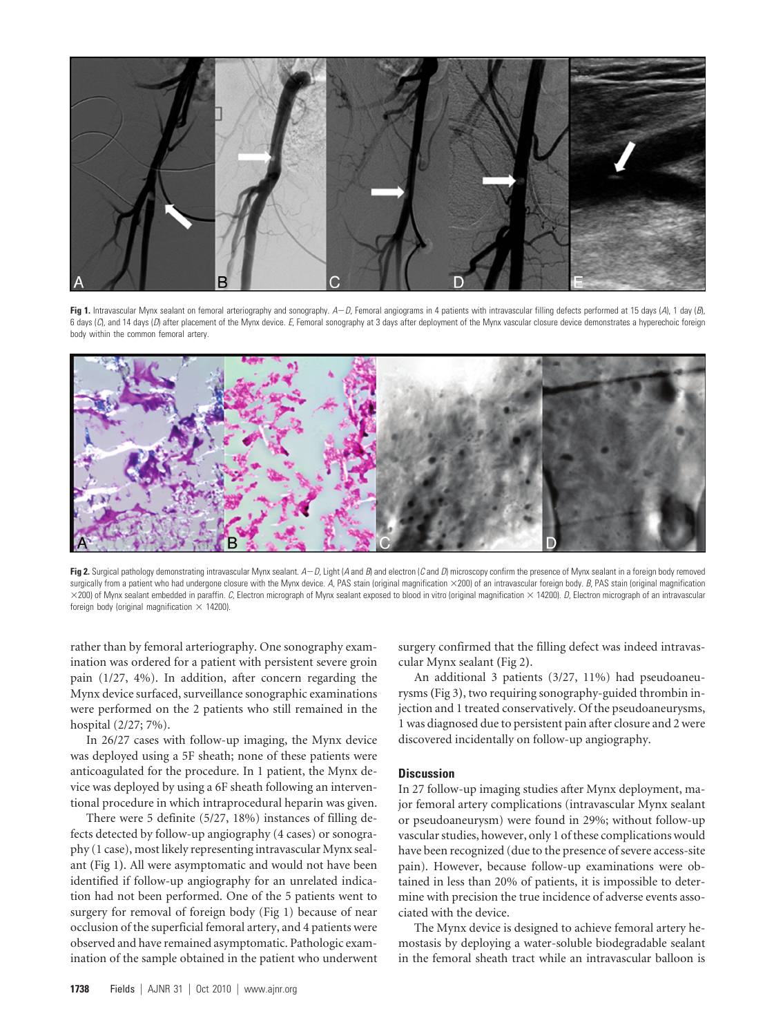**Fig 1.** Intravascular Mynx sealant on femoral arteriography and sonography. *A–D*, Femoral angiograms in 4 patients with intravascular filling defects performed at 15 days (*A*), 1 day (*B*), 6 days (*C*), and 14 days (*D*) after placement of the Mynx device. *E*, Femoral sonography at 3 days after deployment of the Mynx vascular closure device demonstrates a hyperechoic foreign body within the common femoral artery.

**Fig 2.** Surgical pathology demonstrating intravascular Mynx sealant. *A–D*, Light (*A* and *B*) and electron (*C* and *D*) microscopy confirm the presence of Mynx sealant in a foreign body removed surgically from a patient who had undergone closure with the Mynx device. *A*, PAS stain (original magnification ×200) of an intravascular foreign body. *B*, PAS stain (original magnification ×200) of Mynx sealant embedded in paraffin. *C*, Electron micrograph of Mynx sealant exposed to blood in vitro (original magnification × 14200). *D*, Electron micrograph of an intravascular foreign body (original magnification × 14200).

rather than by femoral arteriography. One sonography examination was ordered for a patient with persistent severe groin pain (1/27, 4%). In addition, after concern regarding the Mynx device surfaced, surveillance sonographic examinations were performed on the 2 patients who still remained in the hospital (2/27; 7%).

In 26/27 cases with follow-up imaging, the Mynx device was deployed using a 5F sheath; none of these patients were anticoagulated for the procedure. In 1 patient, the Mynx device was deployed by using a 6F sheath following an interventional procedure in which intraprocedural heparin was given.

There were 5 definite (5/27, 18%) instances of filling defects detected by follow-up angiography (4 cases) or sonography (1 case), most likely representing intravascular Mynx sealant (Fig 1). All were asymptomatic and would not have been identified if follow-up angiography for an unrelated indication had not been performed. One of the 5 patients went to surgery for removal of foreign body (Fig 1) because of near occlusion of the superficial femoral artery, and 4 patients were observed and have remained asymptomatic. Pathologic examination of the sample obtained in the patient who underwent surgery confirmed that the filling defect was indeed intravascular Mynx sealant (Fig 2).

An additional 3 patients (3/27, 11%) had pseudoaneurysms (Fig 3), two requiring sonography-guided thrombin injection and 1 treated conservatively. Of the pseudoaneurysms, 1 was diagnosed due to persistent pain after closure and 2 were discovered incidentally on follow-up angiography.

## Discussion

In 27 follow-up imaging studies after Mynx deployment, major femoral artery complications (intravascular Mynx sealant or pseudoaneurysm) were found in 29%; without follow-up vascular studies, however, only 1 of these complications would have been recognized (due to the presence of severe access-site pain). However, because follow-up examinations were obtained in less than 20% of patients, it is impossible to determine with precision the true incidence of adverse events associated with the device.

The Mynx device is designed to achieve femoral artery hemostasis by deploying a water-soluble biodegradable sealant in the femoral sheath tract while an intravascular balloon is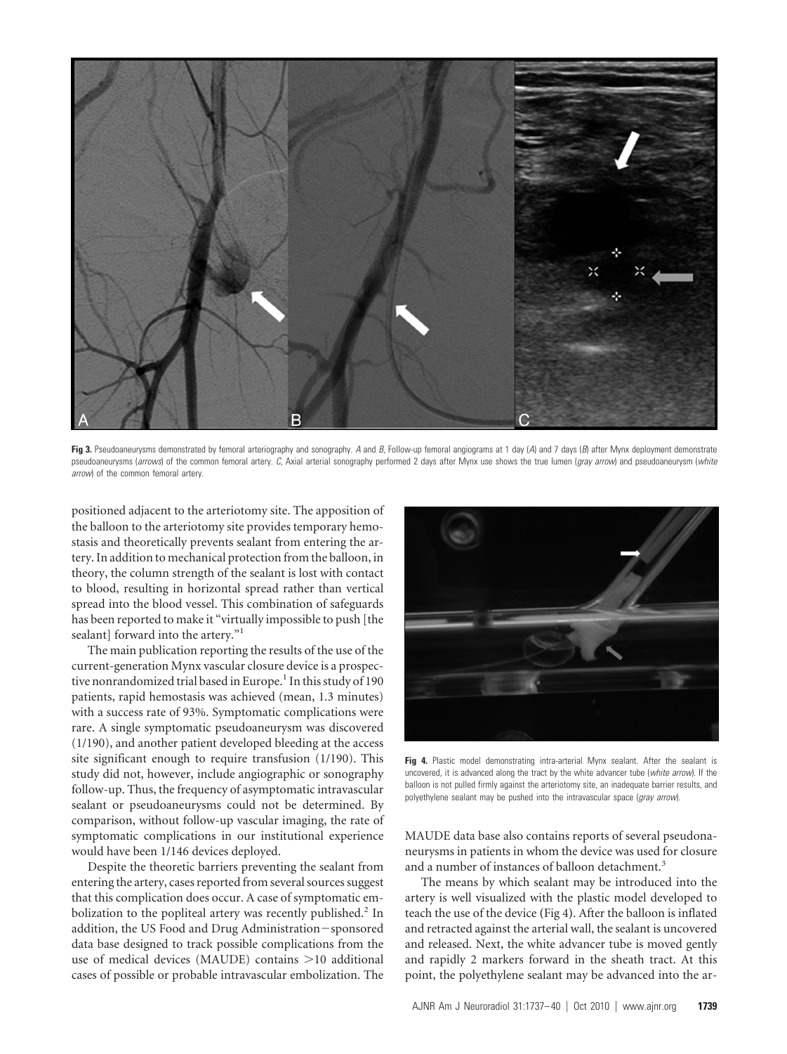Fig 3. Pseudoaneurysms demonstrated by femoral arteriography and sonography. *A* and *B*, Follow-up femoral angiograms at 1 day (*A*) and 7 days (*B*) after Mynx deployment demonstrate pseudoaneurysms (*arrows*) of the common femoral artery. *C*, Axial arterial sonography performed 2 days after Mynx use shows the true lumen (*gray arrow*) and pseudoaneurysm (*white arrow*) of the common femoral artery.

positioned adjacent to the arteriotomy site. The apposition of the balloon to the arteriotomy site provides temporary hemostasis and theoretically prevents sealant from entering the artery. In addition to mechanical protection from the balloon, in theory, the column strength of the sealant is lost with contact to blood, resulting in horizontal spread rather than vertical spread into the blood vessel. This combination of safeguards has been reported to make it "virtually impossible to push [the sealant] forward into the artery."[1]

The main publication reporting the results of the use of the current-generation Mynx vascular closure device is a prospective nonrandomized trial based in Europe.[1] In this study of 190 patients, rapid hemostasis was achieved (mean, 1.3 minutes) with a success rate of 93%. Symptomatic complications were rare. A single symptomatic pseudoaneurysm was discovered (1/190), and another patient developed bleeding at the access site significant enough to require transfusion (1/190). This study did not, however, include angiographic or sonography follow-up. Thus, the frequency of asymptomatic intravascular sealant or pseudoaneurysms could not be determined. By comparison, without follow-up vascular imaging, the rate of symptomatic complications in our institutional experience would have been 1/146 devices deployed.

Despite the theoretic barriers preventing the sealant from entering the artery, cases reported from several sources suggest that this complication does occur. A case of symptomatic embolization to the popliteal artery was recently published.[2] In addition, the US Food and Drug Administration–sponsored data base designed to track possible complications from the use of medical devices (MAUDE) contains >10 additional cases of possible or probable intravascular embolization. The MAUDE data base also contains reports of several pseudonaneurysms in patients in whom the device was used for closure and a number of instances of balloon detachment.[3]

Fig 4. Plastic model demonstrating intra-arterial Mynx sealant. After the sealant is uncovered, it is advanced along the tract by the white advancer tube (*white arrow*). If the balloon is not pulled firmly against the arteriotomy site, an inadequate barrier results, and polyethylene sealant may be pushed into the intravascular space (*gray arrow*).

The means by which sealant may be introduced into the artery is well visualized with the plastic model developed to teach the use of the device (Fig 4). After the balloon is inflated and retracted against the arterial wall, the sealant is uncovered and released. Next, the white advancer tube is moved gently and rapidly 2 markers forward in the sheath tract. At this point, the polyethylene sealant may be advanced into the ar-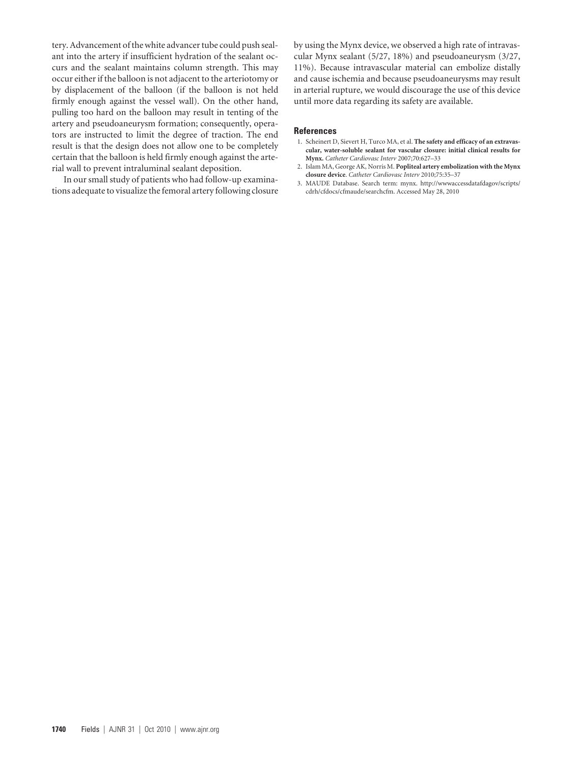tery. Advancement of the white advancer tube could push sealant into the artery if insufficient hydration of the sealant occurs and the sealant maintains column strength. This may occur either if the balloon is not adjacent to the arteriotomy or by displacement of the balloon (if the balloon is not held firmly enough against the vessel wall). On the other hand, pulling too hard on the balloon may result in tenting of the artery and pseudoaneurysm formation; consequently, operators are instructed to limit the degree of traction. The end result is that the design does not allow one to be completely certain that the balloon is held firmly enough against the arterial wall to prevent intraluminal sealant deposition.

In our small study of patients who had follow-up examinations adequate to visualize the femoral artery following closure by using the Mynx device, we observed a high rate of intravascular Mynx sealant (5/27, 18%) and pseudoaneurysm (3/27, 11%). Because intravascular material can embolize distally and cause ischemia and because pseudoaneurysms may result in arterial rupture, we would discourage the use of this device until more data regarding its safety are available.

## References

1. Scheinert D, Sievert H, Turco MA, et al. **The safety and efficacy of an extravascular, water-soluble sealant for vascular closure: initial clinical results for Mynx.** *Catheter Cardiovasc Interv* 2007;70:627–33
2. Islam MA, George AK, Norris M. **Popliteal artery embolization with the Mynx closure device**. *Catheter Cardiovasc Interv* 2010;75:35–37
3. MAUDE Database. Search term: mynx. http://wwwaccessdatafdagov/scripts/cdrh/cfdocs/cfmaude/searchcfm. Accessed May 28, 2010